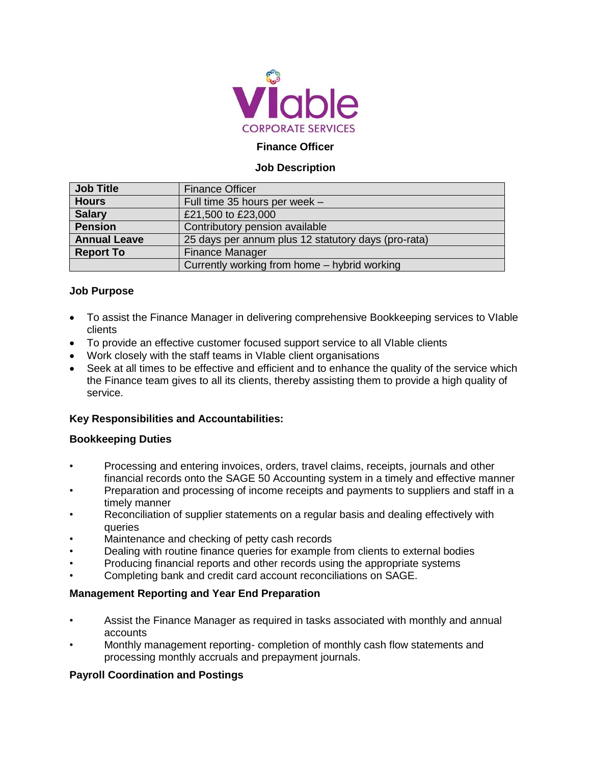**Finance Officer**

**Job Description**

| Job Title | Finance Officer |
|---|---|
| Hours | Full time 35 hours per week – |
| Salary | £21,500 to £23,000 |
| Pension | Contributory pension available |
| Annual Leave | 25 days per annum plus 12 statutory days (pro-rata) |
| Report To | Finance Manager |
| | Currently working from home – hybrid working |

### Job Purpose

- To assist the Finance Manager in delivering comprehensive Bookkeeping services to VIable clients
- To provide an effective customer focused support service to all VIable clients
- Work closely with the staff teams in VIable client organisations
- Seek at all times to be effective and efficient and to enhance the quality of the service which the Finance team gives to all its clients, thereby assisting them to provide a high quality of service.

### Key Responsibilities and Accountabilities:

### Bookkeeping Duties

- Processing and entering invoices, orders, travel claims, receipts, journals and other financial records onto the SAGE 50 Accounting system in a timely and effective manner
- Preparation and processing of income receipts and payments to suppliers and staff in a timely manner
- Reconciliation of supplier statements on a regular basis and dealing effectively with queries
- Maintenance and checking of petty cash records
- Dealing with routine finance queries for example from clients to external bodies
- Producing financial reports and other records using the appropriate systems
- Completing bank and credit card account reconciliations on SAGE.

### Management Reporting and Year End Preparation

- Assist the Finance Manager as required in tasks associated with monthly and annual accounts
- Monthly management reporting- completion of monthly cash flow statements and processing monthly accruals and prepayment journals.

### Payroll Coordination and Postings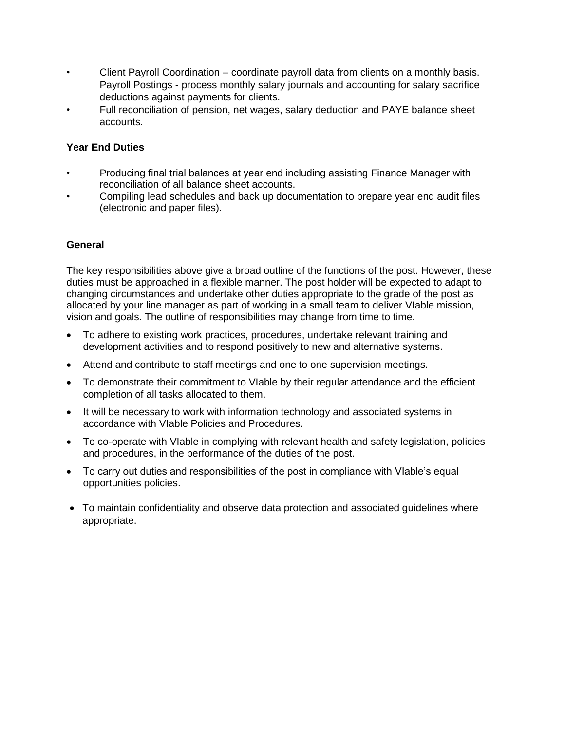- Client Payroll Coordination – coordinate payroll data from clients on a monthly basis. Payroll Postings - process monthly salary journals and accounting for salary sacrifice deductions against payments for clients.
- Full reconciliation of pension, net wages, salary deduction and PAYE balance sheet accounts.

**Year End Duties**

- Producing final trial balances at year end including assisting Finance Manager with reconciliation of all balance sheet accounts.
- Compiling lead schedules and back up documentation to prepare year end audit files (electronic and paper files).

**General**

The key responsibilities above give a broad outline of the functions of the post. However, these duties must be approached in a flexible manner. The post holder will be expected to adapt to changing circumstances and undertake other duties appropriate to the grade of the post as allocated by your line manager as part of working in a small team to deliver VIable mission, vision and goals. The outline of responsibilities may change from time to time.

- To adhere to existing work practices, procedures, undertake relevant training and development activities and to respond positively to new and alternative systems.
- Attend and contribute to staff meetings and one to one supervision meetings.
- To demonstrate their commitment to VIable by their regular attendance and the efficient completion of all tasks allocated to them.
- It will be necessary to work with information technology and associated systems in accordance with VIable Policies and Procedures.
- To co-operate with VIable in complying with relevant health and safety legislation, policies and procedures, in the performance of the duties of the post.
- To carry out duties and responsibilities of the post in compliance with VIable's equal opportunities policies.
- To maintain confidentiality and observe data protection and associated guidelines where appropriate.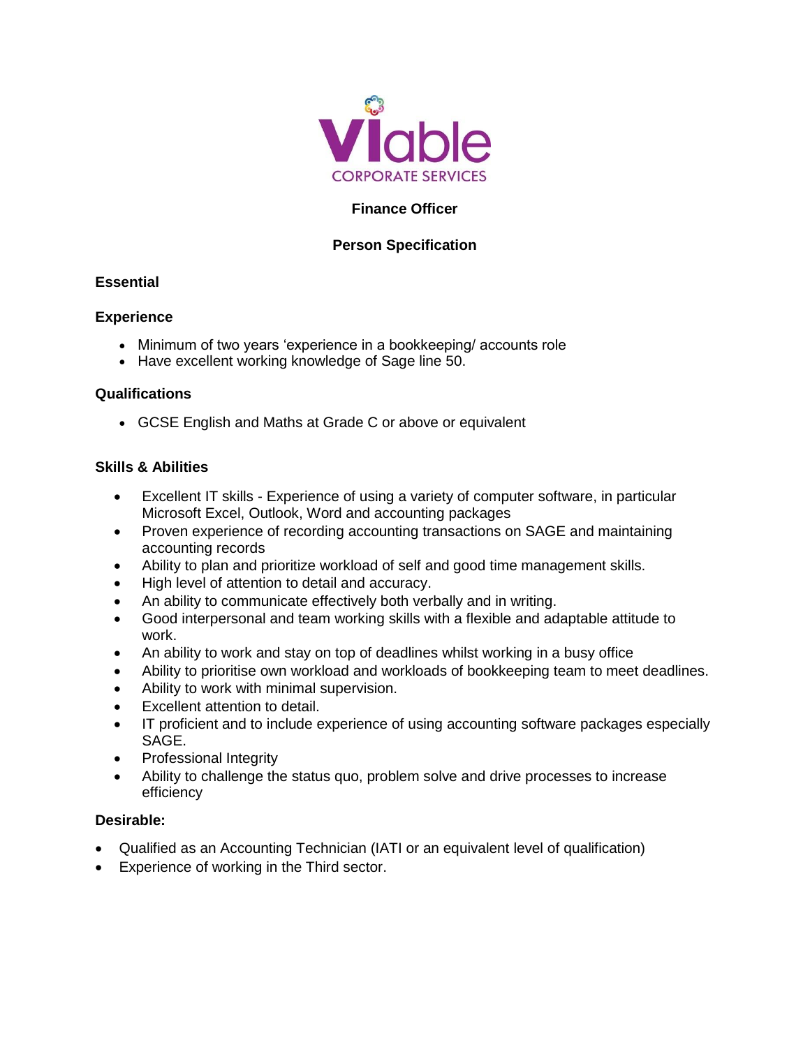Viable
CORPORATE SERVICES

**Finance Officer**

**Person Specification**

## Essential

### Experience

- Minimum of two years 'experience in a bookkeeping/ accounts role
- Have excellent working knowledge of Sage line 50.

### Qualifications

- GCSE English and Maths at Grade C or above or equivalent

### Skills & Abilities

- Excellent IT skills - Experience of using a variety of computer software, in particular Microsoft Excel, Outlook, Word and accounting packages
- Proven experience of recording accounting transactions on SAGE and maintaining accounting records
- Ability to plan and prioritize workload of self and good time management skills.
- High level of attention to detail and accuracy.
- An ability to communicate effectively both verbally and in writing.
- Good interpersonal and team working skills with a flexible and adaptable attitude to work.
- An ability to work and stay on top of deadlines whilst working in a busy office
- Ability to prioritise own workload and workloads of bookkeeping team to meet deadlines.
- Ability to work with minimal supervision.
- Excellent attention to detail.
- IT proficient and to include experience of using accounting software packages especially SAGE.
- Professional Integrity
- Ability to challenge the status quo, problem solve and drive processes to increase efficiency

## Desirable:

- Qualified as an Accounting Technician (IATI or an equivalent level of qualification)
- Experience of working in the Third sector.